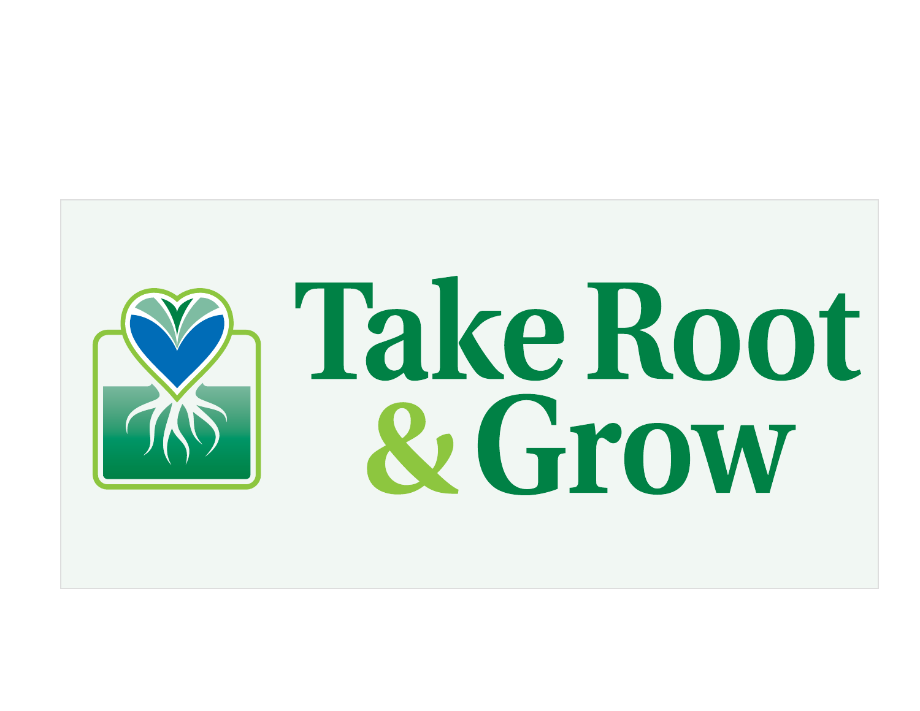# Take Root & Grow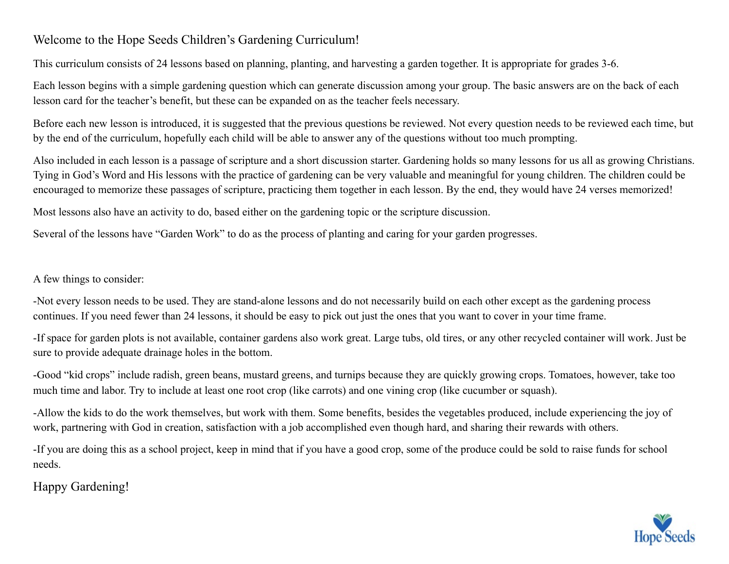# Welcome to the Hope Seeds Children's Gardening Curriculum!

This curriculum consists of 24 lessons based on planning, planting, and harvesting a garden together. It is appropriate for grades 3-6.

Each lesson begins with a simple gardening question which can generate discussion among your group. The basic answers are on the back of each lesson card for the teacher's benefit, but these can be expanded on as the teacher feels necessary.

Before each new lesson is introduced, it is suggested that the previous questions be reviewed. Not every question needs to be reviewed each time, but by the end of the curriculum, hopefully each child will be able to answer any of the questions without too much prompting.

Also included in each lesson is a passage of scripture and a short discussion starter. Gardening holds so many lessons for us all as growing Christians. Tying in God's Word and His lessons with the practice of gardening can be very valuable and meaningful for young children. The children could be encouraged to memorize these passages of scripture, practicing them together in each lesson. By the end, they would have 24 verses memorized!

Most lessons also have an activity to do, based either on the gardening topic or the scripture discussion.

Several of the lessons have "Garden Work" to do as the process of planting and caring for your garden progresses.

A few things to consider:

-Not every lesson needs to be used. They are stand-alone lessons and do not necessarily build on each other except as the gardening process continues. If you need fewer than 24 lessons, it should be easy to pick out just the ones that you want to cover in your time frame.

-If space for garden plots is not available, container gardens also work great. Large tubs, old tires, or any other recycled container will work. Just be sure to provide adequate drainage holes in the bottom.

-Good "kid crops" include radish, green beans, mustard greens, and turnips because they are quickly growing crops. Tomatoes, however, take too much time and labor. Try to include at least one root crop (like carrots) and one vining crop (like cucumber or squash).

-Allow the kids to do the work themselves, but work with them. Some benefits, besides the vegetables produced, include experiencing the joy of work, partnering with God in creation, satisfaction with a job accomplished even though hard, and sharing their rewards with others.

-If you are doing this as a school project, keep in mind that if you have a good crop, some of the produce could be sold to raise funds for school needs.

Happy Gardening!

Hope Seeds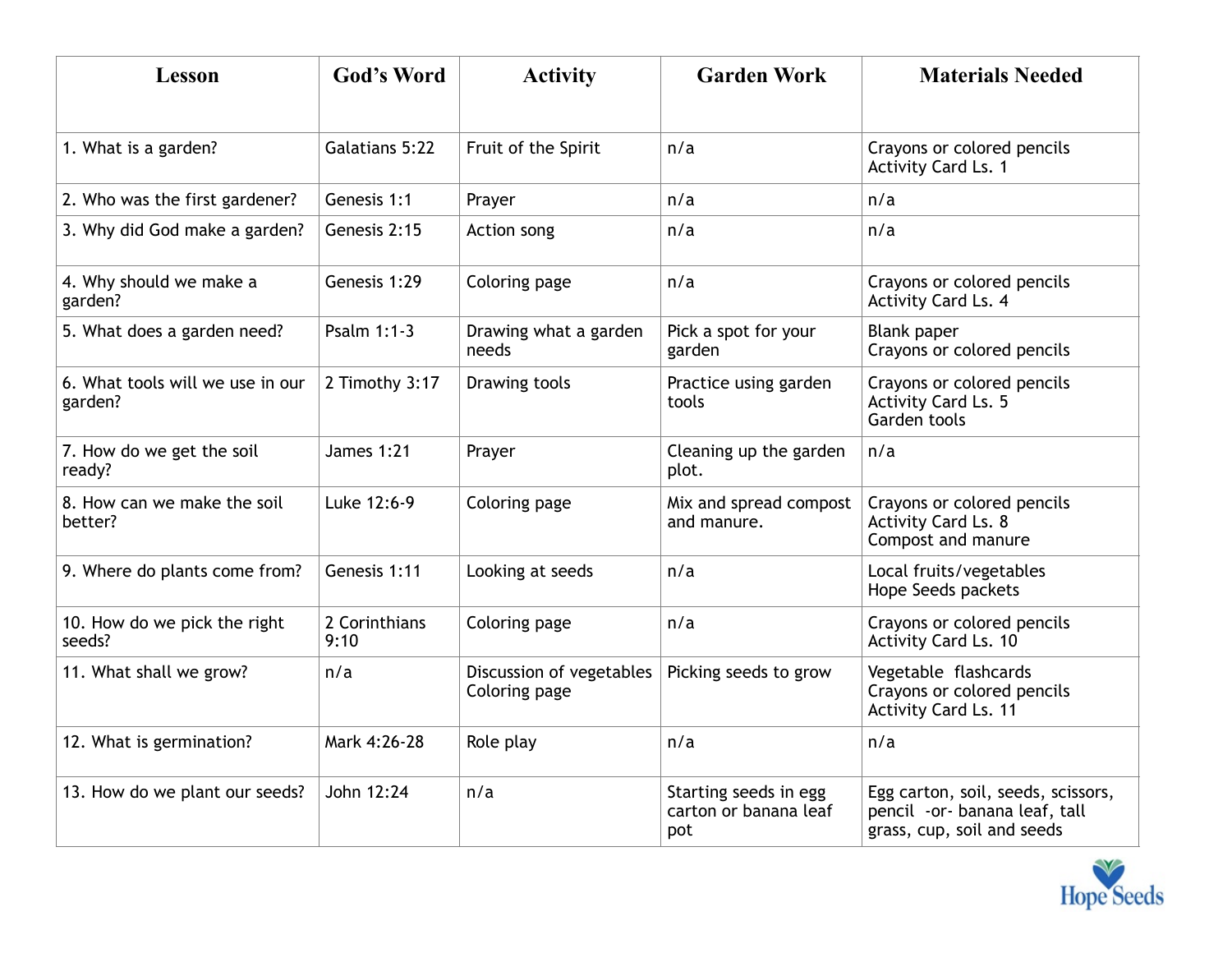| Lesson | God's Word | Activity | Garden Work | Materials Needed |
|---|---|---|---|---|
| 1. What is a garden? | Galatians 5:22 | Fruit of the Spirit | n/a | Crayons or colored pencils<br>Activity Card Ls. 1 |
| 2. Who was the first gardener? | Genesis 1:1 | Prayer | n/a | n/a |
| 3. Why did God make a garden? | Genesis 2:15 | Action song | n/a | n/a |
| 4. Why should we make a garden? | Genesis 1:29 | Coloring page | n/a | Crayons or colored pencils<br>Activity Card Ls. 4 |
| 5. What does a garden need? | Psalm 1:1-3 | Drawing what a garden needs | Pick a spot for your garden | Blank paper<br>Crayons or colored pencils |
| 6. What tools will we use in our garden? | 2 Timothy 3:17 | Drawing tools | Practice using garden tools | Crayons or colored pencils<br>Activity Card Ls. 5<br>Garden tools |
| 7. How do we get the soil ready? | James 1:21 | Prayer | Cleaning up the garden plot. | n/a |
| 8. How can we make the soil better? | Luke 12:6-9 | Coloring page | Mix and spread compost and manure. | Crayons or colored pencils<br>Activity Card Ls. 8<br>Compost and manure |
| 9. Where do plants come from? | Genesis 1:11 | Looking at seeds | n/a | Local fruits/vegetables<br>Hope Seeds packets |
| 10. How do we pick the right seeds? | 2 Corinthians 9:10 | Coloring page | n/a | Crayons or colored pencils<br>Activity Card Ls. 10 |
| 11. What shall we grow? | n/a | Discussion of vegetables<br>Coloring page | Picking seeds to grow | Vegetable flashcards<br>Crayons or colored pencils<br>Activity Card Ls. 11 |
| 12. What is germination? | Mark 4:26-28 | Role play | n/a | n/a |
| 13. How do we plant our seeds? | John 12:24 | n/a | Starting seeds in egg carton or banana leaf pot | Egg carton, soil, seeds, scissors, pencil -or- banana leaf, tall grass, cup, soil and seeds |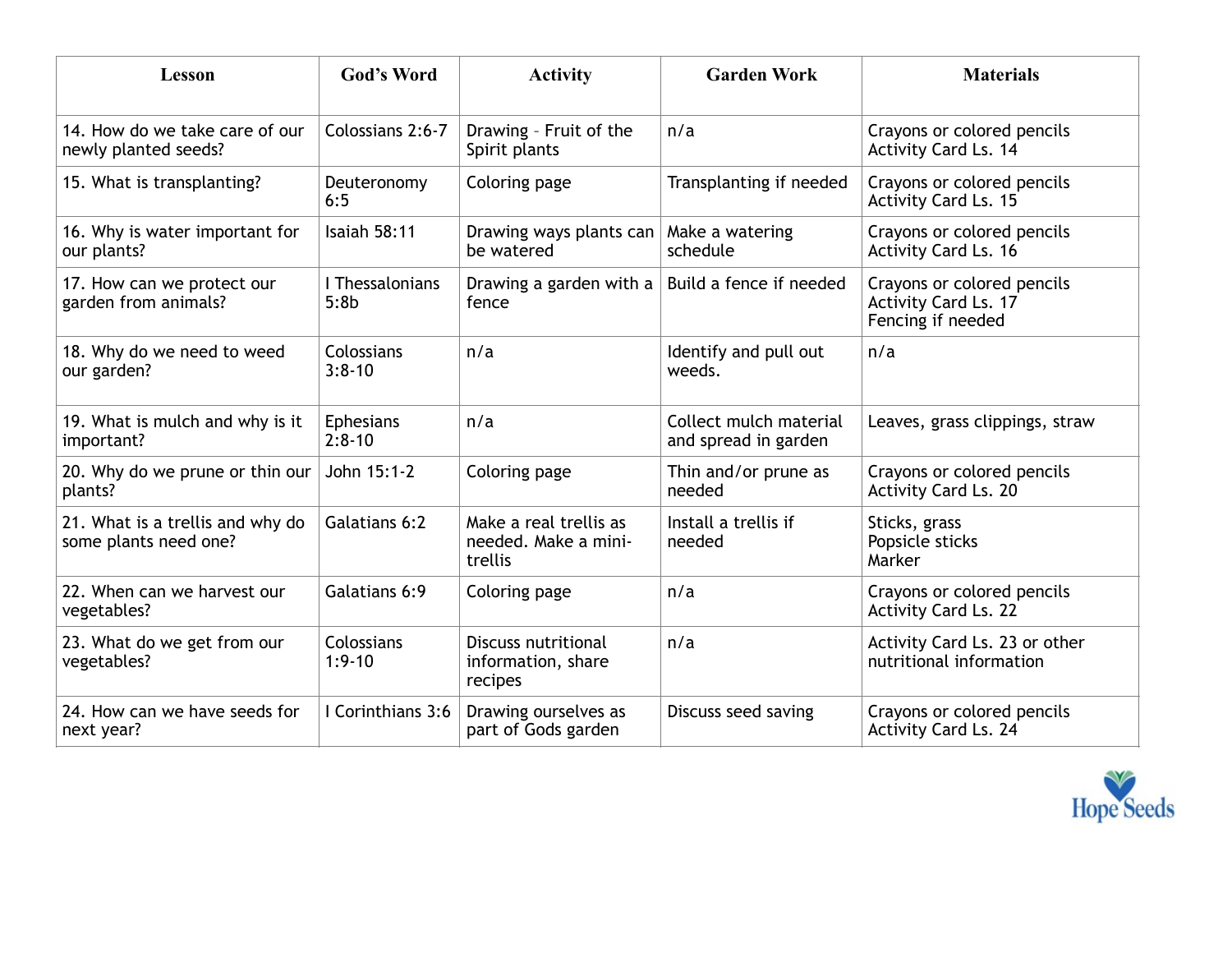| Lesson | God's Word | Activity | Garden Work | Materials |
|---|---|---|---|---|
| 14. How do we take care of our newly planted seeds? | Colossians 2:6-7 | Drawing – Fruit of the Spirit plants | n/a | Crayons or colored pencils<br>Activity Card Ls. 14 |
| 15. What is transplanting? | Deuteronomy 6:5 | Coloring page | Transplanting if needed | Crayons or colored pencils<br>Activity Card Ls. 15 |
| 16. Why is water important for our plants? | Isaiah 58:11 | Drawing ways plants can be watered | Make a watering schedule | Crayons or colored pencils<br>Activity Card Ls. 16 |
| 17. How can we protect our garden from animals? | I Thessalonians 5:8b | Drawing a garden with a fence | Build a fence if needed | Crayons or colored pencils<br>Activity Card Ls. 17<br>Fencing if needed |
| 18. Why do we need to weed our garden? | Colossians 3:8-10 | n/a | Identify and pull out weeds. | n/a |
| 19. What is mulch and why is it important? | Ephesians 2:8-10 | n/a | Collect mulch material and spread in garden | Leaves, grass clippings, straw |
| 20. Why do we prune or thin our plants? | John 15:1-2 | Coloring page | Thin and/or prune as needed | Crayons or colored pencils<br>Activity Card Ls. 20 |
| 21. What is a trellis and why do some plants need one? | Galatians 6:2 | Make a real trellis as needed. Make a mini-trellis | Install a trellis if needed | Sticks, grass<br>Popsicle sticks<br>Marker |
| 22. When can we harvest our vegetables? | Galatians 6:9 | Coloring page | n/a | Crayons or colored pencils<br>Activity Card Ls. 22 |
| 23. What do we get from our vegetables? | Colossians 1:9-10 | Discuss nutritional information, share recipes | n/a | Activity Card Ls. 23 or other nutritional information |
| 24. How can we have seeds for next year? | I Corinthians 3:6 | Drawing ourselves as part of Gods garden | Discuss seed saving | Crayons or colored pencils<br>Activity Card Ls. 24 |

Hope Seeds